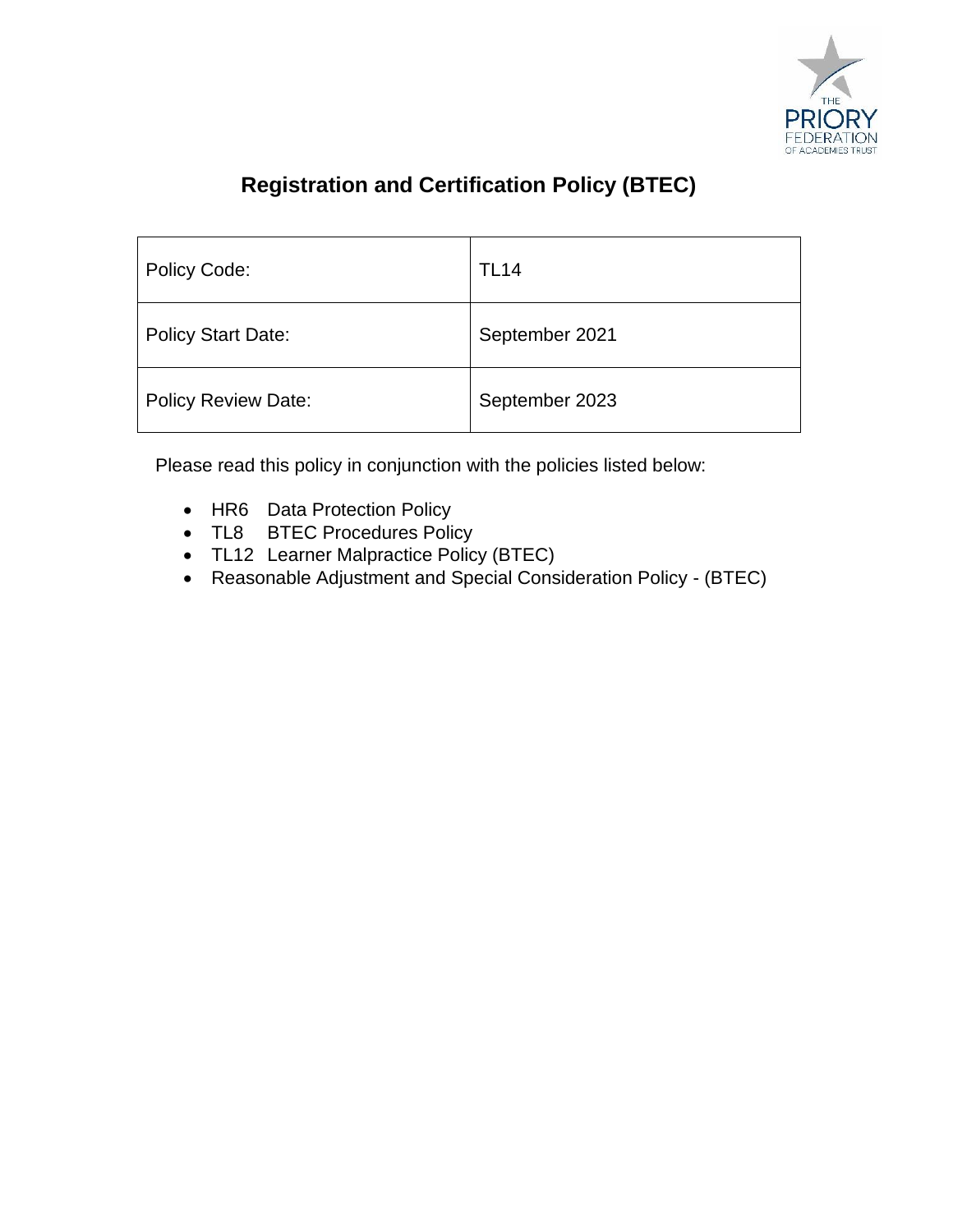# Registration and Certification Policy (BTEC)

| Policy Code: | TL14 |
|---|---|
| Policy Start Date: | September 2021 |
| Policy Review Date: | September 2023 |

Please read this policy in conjunction with the policies listed below:

- HR6 Data Protection Policy
- TL8 BTEC Procedures Policy
- TL12 Learner Malpractice Policy (BTEC)
- Reasonable Adjustment and Special Consideration Policy - (BTEC)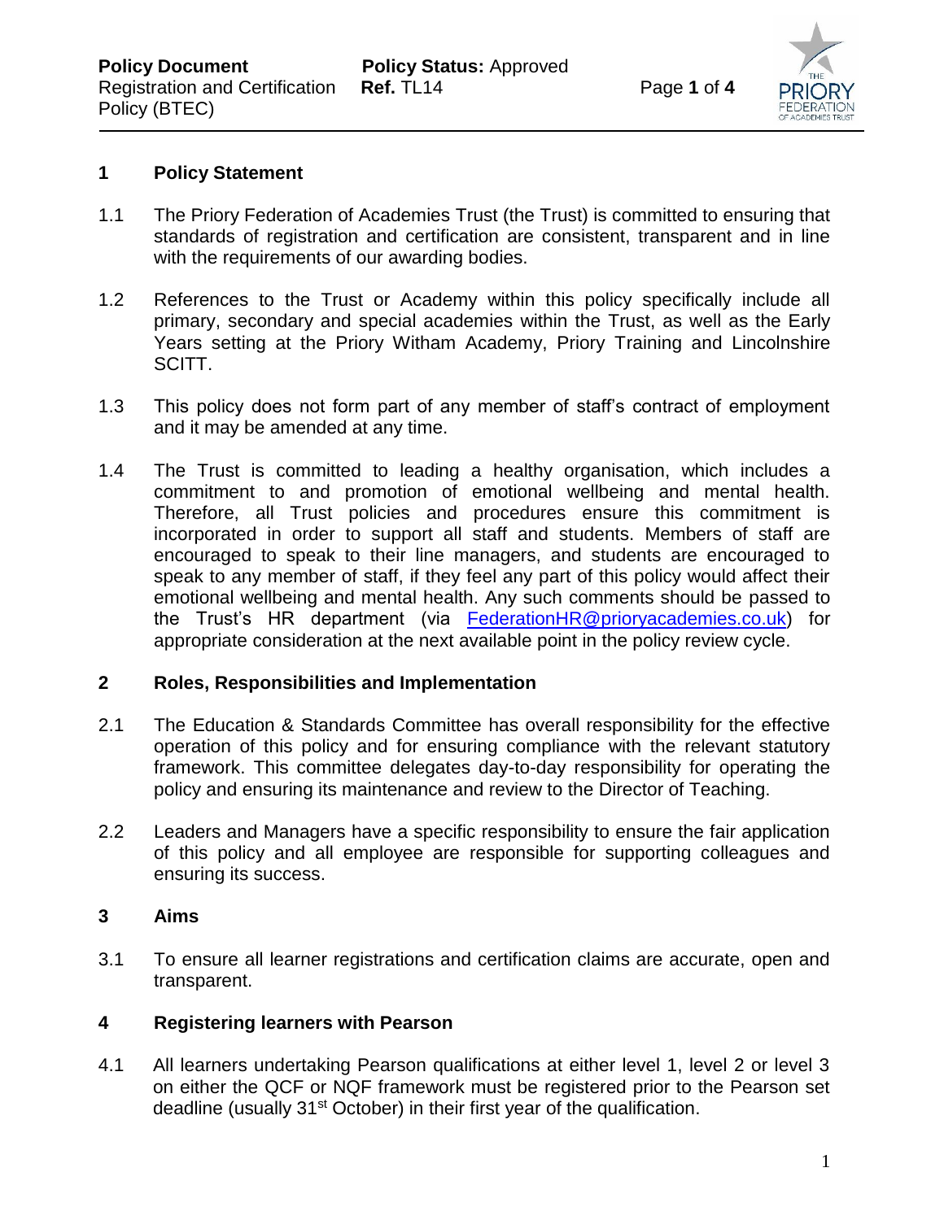## 1 Policy Statement

1.1 The Priory Federation of Academies Trust (the Trust) is committed to ensuring that standards of registration and certification are consistent, transparent and in line with the requirements of our awarding bodies.

1.2 References to the Trust or Academy within this policy specifically include all primary, secondary and special academies within the Trust, as well as the Early Years setting at the Priory Witham Academy, Priory Training and Lincolnshire SCITT.

1.3 This policy does not form part of any member of staff's contract of employment and it may be amended at any time.

1.4 The Trust is committed to leading a healthy organisation, which includes a commitment to and promotion of emotional wellbeing and mental health. Therefore, all Trust policies and procedures ensure this commitment is incorporated in order to support all staff and students. Members of staff are encouraged to speak to their line managers, and students are encouraged to speak to any member of staff, if they feel any part of this policy would affect their emotional wellbeing and mental health. Any such comments should be passed to the Trust's HR department (via FederationHR@prioryacademies.co.uk) for appropriate consideration at the next available point in the policy review cycle.

## 2 Roles, Responsibilities and Implementation

2.1 The Education & Standards Committee has overall responsibility for the effective operation of this policy and for ensuring compliance with the relevant statutory framework. This committee delegates day-to-day responsibility for operating the policy and ensuring its maintenance and review to the Director of Teaching.

2.2 Leaders and Managers have a specific responsibility to ensure the fair application of this policy and all employee are responsible for supporting colleagues and ensuring its success.

## 3 Aims

3.1 To ensure all learner registrations and certification claims are accurate, open and transparent.

## 4 Registering learners with Pearson

4.1 All learners undertaking Pearson qualifications at either level 1, level 2 or level 3 on either the QCF or NQF framework must be registered prior to the Pearson set deadline (usually 31st October) in their first year of the qualification.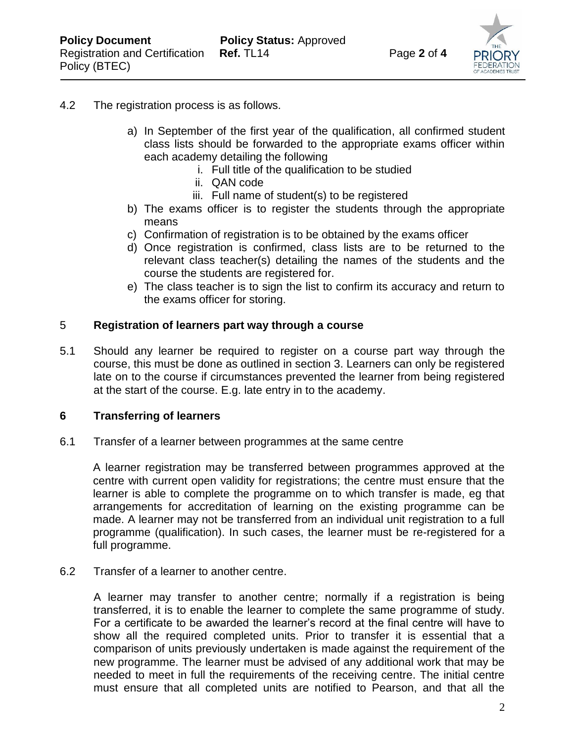4.2 The registration process is as follows.

a) In September of the first year of the qualification, all confirmed student class lists should be forwarded to the appropriate exams officer within each academy detailing the following
   i. Full title of the qualification to be studied
   ii. QAN code
   iii. Full name of student(s) to be registered
b) The exams officer is to register the students through the appropriate means
c) Confirmation of registration is to be obtained by the exams officer
d) Once registration is confirmed, class lists are to be returned to the relevant class teacher(s) detailing the names of the students and the course the students are registered for.
e) The class teacher is to sign the list to confirm its accuracy and return to the exams officer for storing.

## 5 Registration of learners part way through a course

5.1 Should any learner be required to register on a course part way through the course, this must be done as outlined in section 3. Learners can only be registered late on to the course if circumstances prevented the learner from being registered at the start of the course. E.g. late entry in to the academy.

## 6 Transferring of learners

6.1 Transfer of a learner between programmes at the same centre

A learner registration may be transferred between programmes approved at the centre with current open validity for registrations; the centre must ensure that the learner is able to complete the programme on to which transfer is made, eg that arrangements for accreditation of learning on the existing programme can be made. A learner may not be transferred from an individual unit registration to a full programme (qualification). In such cases, the learner must be re-registered for a full programme.

6.2 Transfer of a learner to another centre.

A learner may transfer to another centre; normally if a registration is being transferred, it is to enable the learner to complete the same programme of study. For a certificate to be awarded the learner's record at the final centre will have to show all the required completed units. Prior to transfer it is essential that a comparison of units previously undertaken is made against the requirement of the new programme. The learner must be advised of any additional work that may be needed to meet in full the requirements of the receiving centre. The initial centre must ensure that all completed units are notified to Pearson, and that all the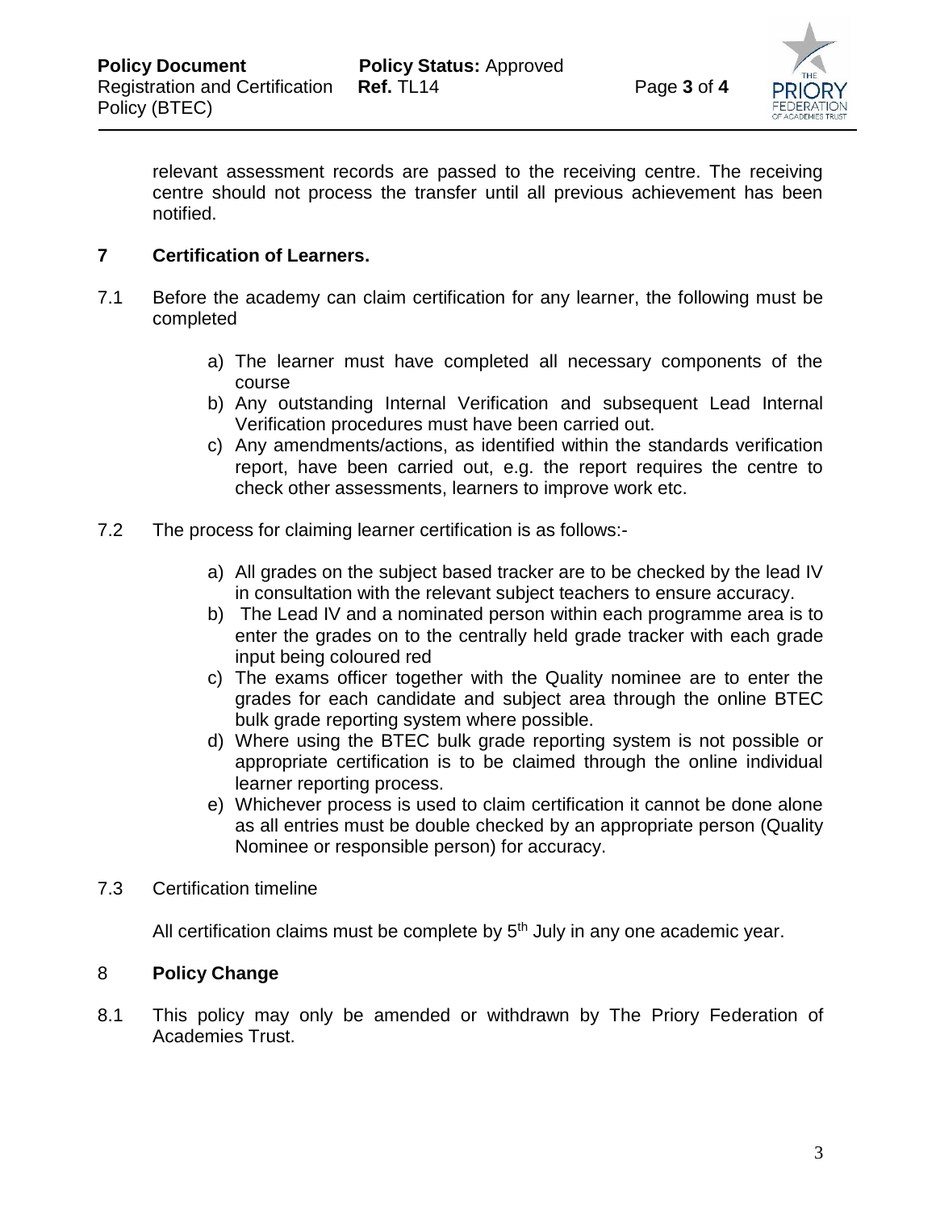relevant assessment records are passed to the receiving centre. The receiving centre should not process the transfer until all previous achievement has been notified.

## 7 Certification of Learners.

7.1 Before the academy can claim certification for any learner, the following must be completed

a) The learner must have completed all necessary components of the course
b) Any outstanding Internal Verification and subsequent Lead Internal Verification procedures must have been carried out.
c) Any amendments/actions, as identified within the standards verification report, have been carried out, e.g. the report requires the centre to check other assessments, learners to improve work etc.

7.2 The process for claiming learner certification is as follows:-

a) All grades on the subject based tracker are to be checked by the lead IV in consultation with the relevant subject teachers to ensure accuracy.
b) The Lead IV and a nominated person within each programme area is to enter the grades on to the centrally held grade tracker with each grade input being coloured red
c) The exams officer together with the Quality nominee are to enter the grades for each candidate and subject area through the online BTEC bulk grade reporting system where possible.
d) Where using the BTEC bulk grade reporting system is not possible or appropriate certification is to be claimed through the online individual learner reporting process.
e) Whichever process is used to claim certification it cannot be done alone as all entries must be double checked by an appropriate person (Quality Nominee or responsible person) for accuracy.

7.3 Certification timeline

All certification claims must be complete by 5th July in any one academic year.

## 8 Policy Change

8.1 This policy may only be amended or withdrawn by The Priory Federation of Academies Trust.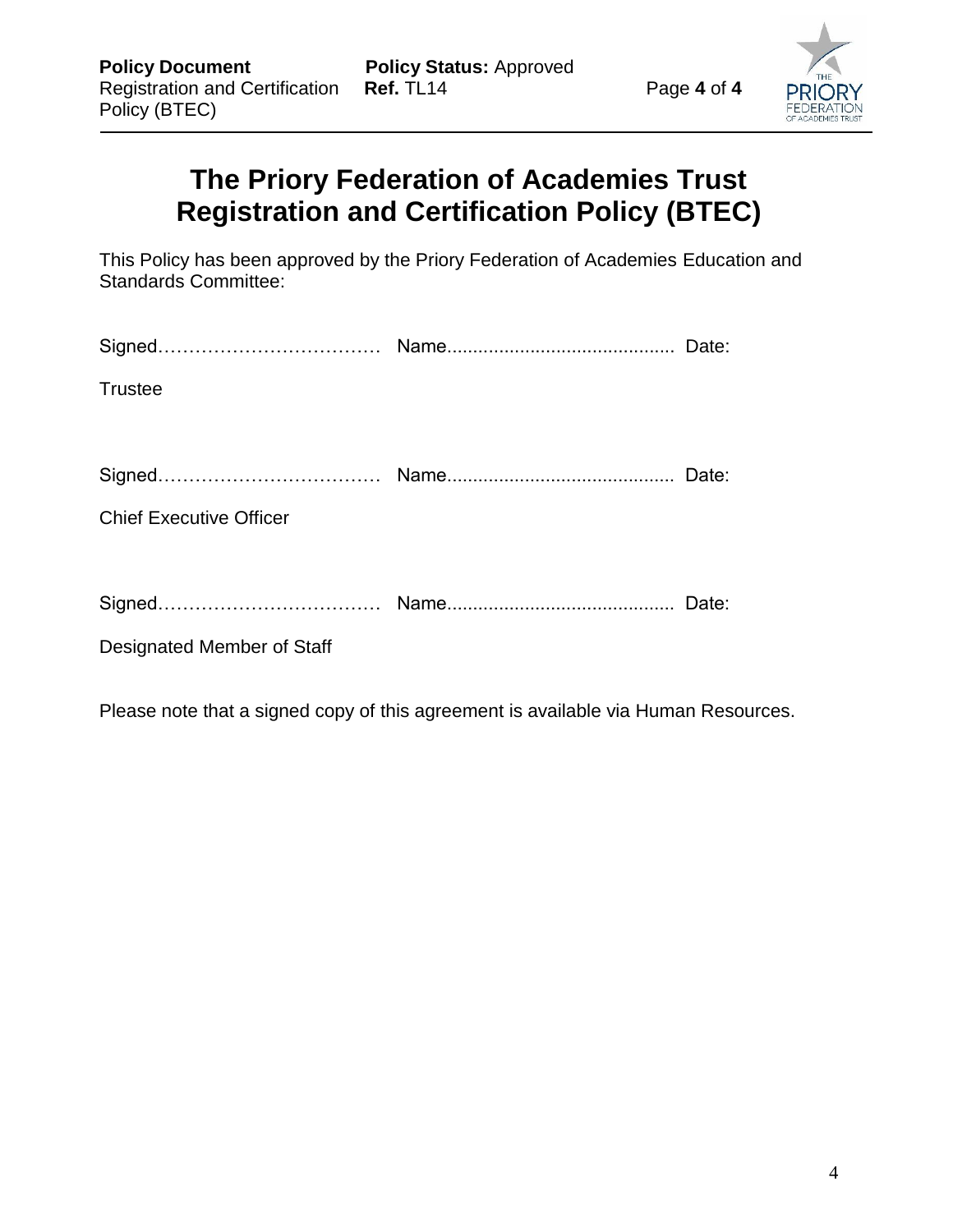# The Priory Federation of Academies Trust Registration and Certification Policy (BTEC)

This Policy has been approved by the Priory Federation of Academies Education and Standards Committee:

Signed……………………………… Name........................................... Date:

Trustee

Signed……………………………… Name........................................... Date:

Chief Executive Officer

Signed……………………………… Name........................................... Date:

Designated Member of Staff

Please note that a signed copy of this agreement is available via Human Resources.